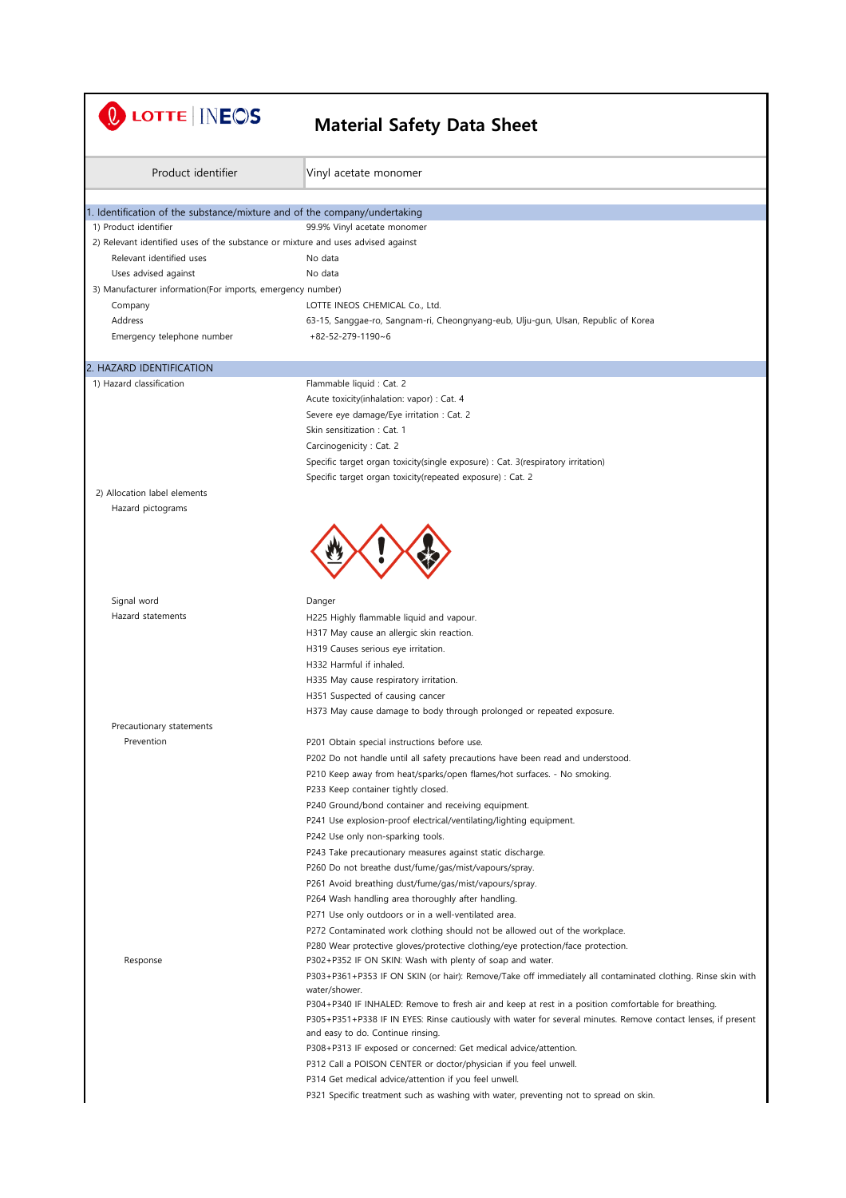LOTTE | INEOS

# Material Safety Data Sheet

| Product identifier | Vinyl acetate monomer |
|---|---|

## 1. Identification of the substance/mixture and of the company/undertaking

| | |
|---|---|
| 1) Product identifier | 99.9% Vinyl acetate monomer |
| 2) Relevant identified uses of the substance or mixture and uses advised against | |
| Relevant identified uses | No data |
| Uses advised against | No data |
| 3) Manufacturer information(For imports, emergency number) | |
| Company | LOTTE INEOS CHEMICAL Co., Ltd. |
| Address | 63-15, Sanggae-ro, Sangnam-ri, Cheongnyang-eub, Ulju-gun, Ulsan, Republic of Korea |
| Emergency telephone number | +82-52-279-1190~6 |

## 2. HAZARD IDENTIFICATION

1) Hazard classification

- Flammable liquid : Cat. 2
- Acute toxicity(inhalation: vapor) : Cat. 4
- Severe eye damage/Eye irritation : Cat. 2
- Skin sensitization : Cat. 1
- Carcinogenicity : Cat. 2
- Specific target organ toxicity(single exposure) : Cat. 3(respiratory irritation)
- Specific target organ toxicity(repeated exposure) : Cat. 2

2) Allocation label elements

Hazard pictograms

Signal word: Danger

Hazard statements

- H225 Highly flammable liquid and vapour.
- H317 May cause an allergic skin reaction.
- H319 Causes serious eye irritation.
- H332 Harmful if inhaled.
- H335 May cause respiratory irritation.
- H351 Suspected of causing cancer
- H373 May cause damage to body through prolonged or repeated exposure.

Precautionary statements

Prevention

- P201 Obtain special instructions before use.
- P202 Do not handle until all safety precautions have been read and understood.
- P210 Keep away from heat/sparks/open flames/hot surfaces. - No smoking.
- P233 Keep container tightly closed.
- P240 Ground/bond container and receiving equipment.
- P241 Use explosion-proof electrical/ventilating/lighting equipment.
- P242 Use only non-sparking tools.
- P243 Take precautionary measures against static discharge.
- P260 Do not breathe dust/fume/gas/mist/vapours/spray.
- P261 Avoid breathing dust/fume/gas/mist/vapours/spray.
- P264 Wash handling area thoroughly after handling.
- P271 Use only outdoors or in a well-ventilated area.
- P272 Contaminated work clothing should not be allowed out of the workplace.
- P280 Wear protective gloves/protective clothing/eye protection/face protection.

Response

- P302+P352 IF ON SKIN: Wash with plenty of soap and water.
- P303+P361+P353 IF ON SKIN (or hair): Remove/Take off immediately all contaminated clothing. Rinse skin with water/shower.
- P304+P340 IF INHALED: Remove to fresh air and keep at rest in a position comfortable for breathing.
- P305+P351+P338 IF IN EYES: Rinse cautiously with water for several minutes. Remove contact lenses, if present and easy to do. Continue rinsing.
- P308+P313 IF exposed or concerned: Get medical advice/attention.
- P312 Call a POISON CENTER or doctor/physician if you feel unwell.
- P314 Get medical advice/attention if you feel unwell.
- P321 Specific treatment such as washing with water, preventing not to spread on skin.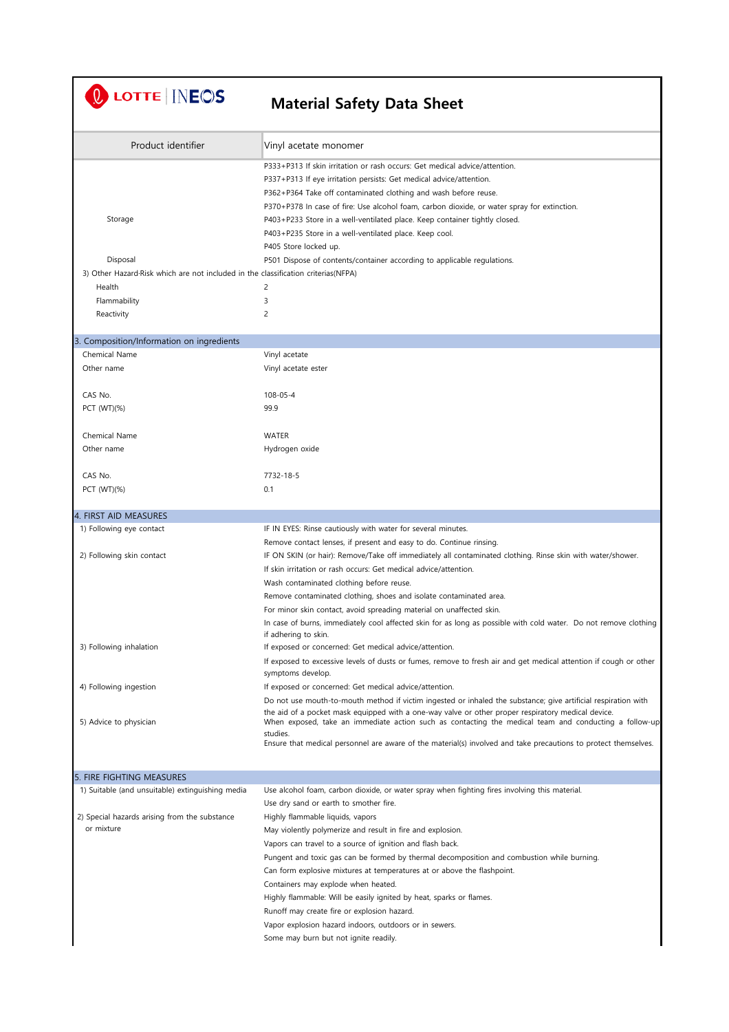# Material Safety Data Sheet

| Product identifier | Vinyl acetate monomer |
|---|---|

| | |
|---|---|
| | P333+P313 If skin irritation or rash occurs: Get medical advice/attention. |
| | P337+P313 If eye irritation persists: Get medical advice/attention. |
| | P362+P364 Take off contaminated clothing and wash before reuse. |
| | P370+P378 In case of fire: Use alcohol foam, carbon dioxide, or water spray for extinction. |
| Storage | P403+P233 Store in a well-ventilated place. Keep container tightly closed. |
| | P403+P235 Store in a well-ventilated place. Keep cool. |
| | P405 Store locked up. |
| Disposal | P501 Dispose of contents/container according to applicable regulations. |

3) Other Hazard·Risk which are not included in the classification criterias(NFPA)

| | |
|---|---|
| Health | 2 |
| Flammability | 3 |
| Reactivity | 2 |

## 3. Composition/Information on ingredients

| | |
|---|---|
| Chemical Name | Vinyl acetate |
| Other name | Vinyl acetate ester |
| CAS No. | 108-05-4 |
| PCT (WT)(%) | 99.9 |
| Chemical Name | WATER |
| Other name | Hydrogen oxide |
| CAS No. | 7732-18-5 |
| PCT (WT)(%) | 0.1 |

## 4. FIRST AID MEASURES

| | |
|---|---|
| 1) Following eye contact | IF IN EYES: Rinse cautiously with water for several minutes. |
| | Remove contact lenses, if present and easy to do. Continue rinsing. |
| 2) Following skin contact | IF ON SKIN (or hair): Remove/Take off immediately all contaminated clothing. Rinse skin with water/shower. |
| | If skin irritation or rash occurs: Get medical advice/attention. |
| | Wash contaminated clothing before reuse. |
| | Remove contaminated clothing, shoes and isolate contaminated area. |
| | For minor skin contact, avoid spreading material on unaffected skin. |
| | In case of burns, immediately cool affected skin for as long as possible with cold water. Do not remove clothing if adhering to skin. |
| 3) Following inhalation | If exposed or concerned: Get medical advice/attention. |
| | If exposed to excessive levels of dusts or fumes, remove to fresh air and get medical attention if cough or other symptoms develop. |
| 4) Following ingestion | If exposed or concerned: Get medical advice/attention. |
| | Do not use mouth-to-mouth method if victim ingested or inhaled the substance; give artificial respiration with the aid of a pocket mask equipped with a one-way valve or other proper respiratory medical device. |
| 5) Advice to physician | When exposed, take an immediate action such as contacting the medical team and conducting a follow-up studies. |
| | Ensure that medical personnel are aware of the material(s) involved and take precautions to protect themselves. |

## 5. FIRE FIGHTING MEASURES

| | |
|---|---|
| 1) Suitable (and unsuitable) extinguishing media | Use alcohol foam, carbon dioxide, or water spray when fighting fires involving this material. |
| | Use dry sand or earth to smother fire. |
| 2) Special hazards arising from the substance or mixture | Highly flammable liquids, vapors |
| | May violently polymerize and result in fire and explosion. |
| | Vapors can travel to a source of ignition and flash back. |
| | Pungent and toxic gas can be formed by thermal decomposition and combustion while burning. |
| | Can form explosive mixtures at temperatures at or above the flashpoint. |
| | Containers may explode when heated. |
| | Highly flammable: Will be easily ignited by heat, sparks or flames. |
| | Runoff may create fire or explosion hazard. |
| | Vapor explosion hazard indoors, outdoors or in sewers. |
| | Some may burn but not ignite readily. |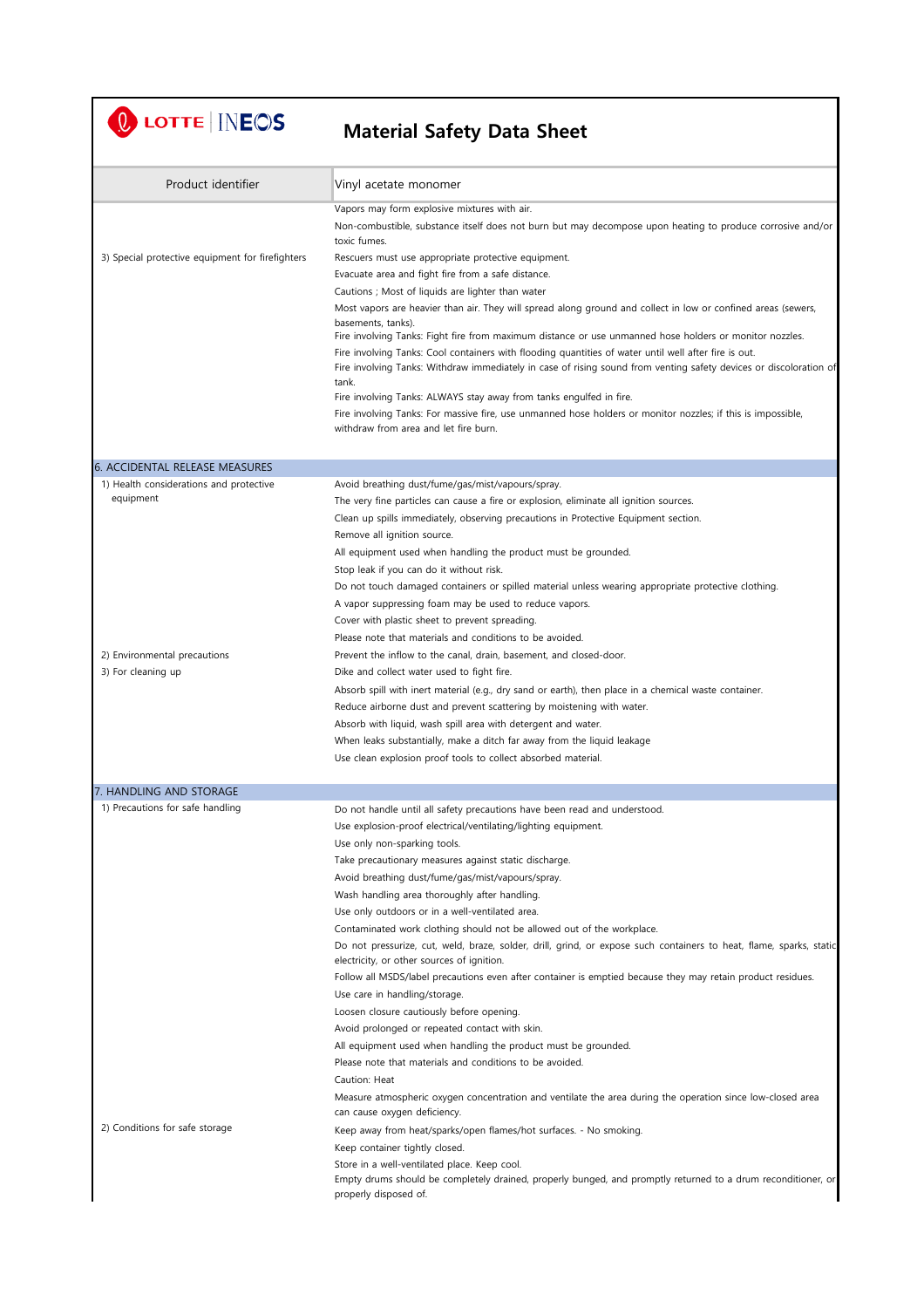# Material Safety Data Sheet

| Product identifier | Vinyl acetate monomer |
|---|---|
| | Vapors may form explosive mixtures with air.<br>Non-combustible, substance itself does not burn but may decompose upon heating to produce corrosive and/or toxic fumes. |
| 3) Special protective equipment for firefighters | Rescuers must use appropriate protective equipment.<br>Evacuate area and fight fire from a safe distance.<br>Cautions ; Most of liquids are lighter than water<br>Most vapors are heavier than air. They will spread along ground and collect in low or confined areas (sewers, basements, tanks).<br>Fire involving Tanks: Fight fire from maximum distance or use unmanned hose holders or monitor nozzles.<br>Fire involving Tanks: Cool containers with flooding quantities of water until well after fire is out.<br>Fire involving Tanks: Withdraw immediately in case of rising sound from venting safety devices or discoloration of tank.<br>Fire involving Tanks: ALWAYS stay away from tanks engulfed in fire.<br>Fire involving Tanks: For massive fire, use unmanned hose holders or monitor nozzles; if this is impossible, withdraw from area and let fire burn. |

## 6. ACCIDENTAL RELEASE MEASURES

| | |
|---|---|
| 1) Health considerations and protective equipment | Avoid breathing dust/fume/gas/mist/vapours/spray.<br>The very fine particles can cause a fire or explosion, eliminate all ignition sources.<br>Clean up spills immediately, observing precautions in Protective Equipment section.<br>Remove all ignition source.<br>All equipment used when handling the product must be grounded.<br>Stop leak if you can do it without risk.<br>Do not touch damaged containers or spilled material unless wearing appropriate protective clothing.<br>A vapor suppressing foam may be used to reduce vapors.<br>Cover with plastic sheet to prevent spreading.<br>Please note that materials and conditions to be avoided. |
| 2) Environmental precautions | Prevent the inflow to the canal, drain, basement, and closed-door. |
| 3) For cleaning up | Dike and collect water used to fight fire.<br>Absorb spill with inert material (e.g., dry sand or earth), then place in a chemical waste container.<br>Reduce airborne dust and prevent scattering by moistening with water.<br>Absorb with liquid, wash spill area with detergent and water.<br>When leaks substantially, make a ditch far away from the liquid leakage<br>Use clean explosion proof tools to collect absorbed material. |

## 7. HANDLING AND STORAGE

| | |
|---|---|
| 1) Precautions for safe handling | Do not handle until all safety precautions have been read and understood.<br>Use explosion-proof electrical/ventilating/lighting equipment.<br>Use only non-sparking tools.<br>Take precautionary measures against static discharge.<br>Avoid breathing dust/fume/gas/mist/vapours/spray.<br>Wash handling area thoroughly after handling.<br>Use only outdoors or in a well-ventilated area.<br>Contaminated work clothing should not be allowed out of the workplace.<br>Do not pressurize, cut, weld, braze, solder, drill, grind, or expose such containers to heat, flame, sparks, static electricity, or other sources of ignition.<br>Follow all MSDS/label precautions even after container is emptied because they may retain product residues.<br>Use care in handling/storage.<br>Loosen closure cautiously before opening.<br>Avoid prolonged or repeated contact with skin.<br>All equipment used when handling the product must be grounded.<br>Please note that materials and conditions to be avoided.<br>Caution: Heat<br>Measure atmospheric oxygen concentration and ventilate the area during the operation since low-closed area can cause oxygen deficiency. |
| 2) Conditions for safe storage | Keep away from heat/sparks/open flames/hot surfaces. - No smoking.<br>Keep container tightly closed.<br>Store in a well-ventilated place. Keep cool.<br>Empty drums should be completely drained, properly bunged, and promptly returned to a drum reconditioner, or properly disposed of. |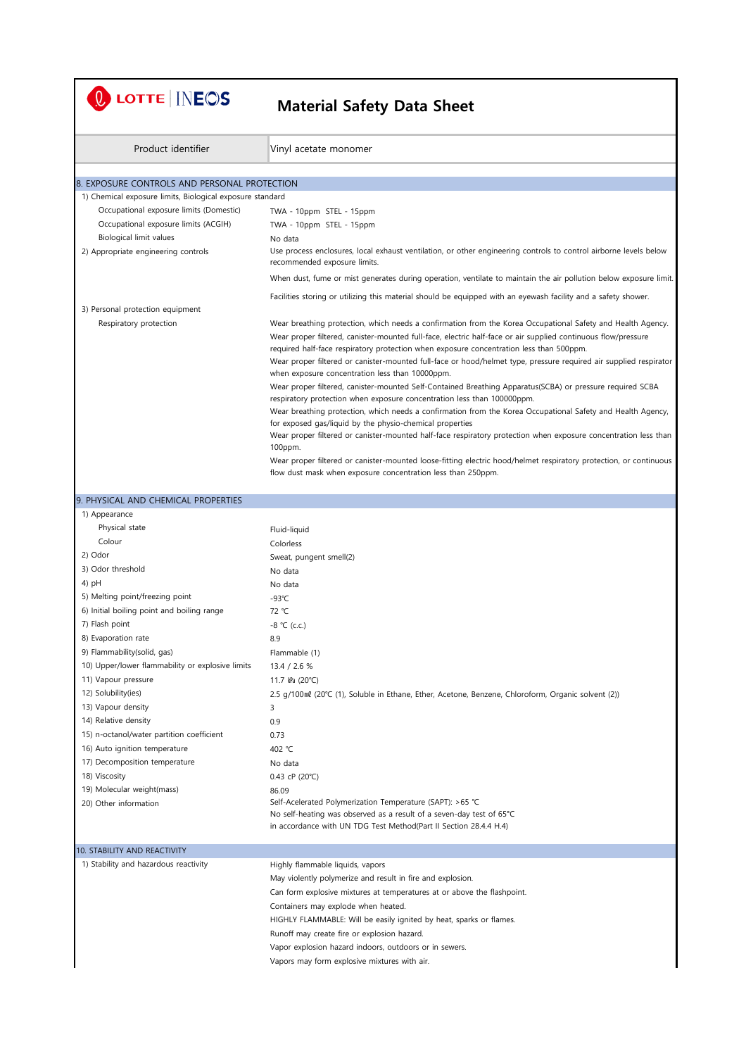# Material Safety Data Sheet

| Product identifier | Vinyl acetate monomer |
|---|---|

## 8. EXPOSURE CONTROLS AND PERSONAL PROTECTION

1) Chemical exposure limits, Biological exposure standard

| | |
|---|---|
| Occupational exposure limits (Domestic) | TWA - 10ppm STEL - 15ppm |
| Occupational exposure limits (ACGIH) | TWA - 10ppm STEL - 15ppm |
| Biological limit values | No data |
| 2) Appropriate engineering controls | Use process enclosures, local exhaust ventilation, or other engineering controls to control airborne levels below recommended exposure limits. |
| | When dust, fume or mist generates during operation, ventilate to maintain the air pollution below exposure limit. |
| | Facilities storing or utilizing this material should be equipped with an eyewash facility and a safety shower. |

3) Personal protection equipment

Respiratory protection

Wear breathing protection, which needs a confirmation from the Korea Occupational Safety and Health Agency.
Wear proper filtered, canister-mounted full-face, electric half-face or air supplied continuous flow/pressure required half-face respiratory protection when exposure concentration less than 500ppm.
Wear proper filtered or canister-mounted full-face or hood/helmet type, pressure required air supplied respirator when exposure concentration less than 10000ppm.
Wear proper filtered, canister-mounted Self-Contained Breathing Apparatus(SCBA) or pressure required SCBA respiratory protection when exposure concentration less than 100000ppm.
Wear breathing protection, which needs a confirmation from the Korea Occupational Safety and Health Agency, for exposed gas/liquid by the physio-chemical properties
Wear proper filtered or canister-mounted half-face respiratory protection when exposure concentration less than 100ppm.
Wear proper filtered or canister-mounted loose-fitting electric hood/helmet respiratory protection, or continuous flow dust mask when exposure concentration less than 250ppm.

## 9. PHYSICAL AND CHEMICAL PROPERTIES

| | |
|---|---|
| 1) Appearance | |
| Physical state | Fluid-liquid |
| Colour | Colorless |
| 2) Odor | Sweat, pungent smell(2) |
| 3) Odor threshold | No data |
| 4) pH | No data |
| 5) Melting point/freezing point | -93℃ |
| 6) Initial boiling point and boiling range | 72 ℃ |
| 7) Flash point | -8 ℃ (c.c.) |
| 8) Evaporation rate | 8.9 |
| 9) Flammability(solid, gas) | Flammable (1) |
| 10) Upper/lower flammability or explosive limits | 13.4 / 2.6 % |
| 11) Vapour pressure | 11.7 ㎪ (20℃) |
| 12) Solubility(ies) | 2.5 g/100㎖ (20℃ (1), Soluble in Ethane, Ether, Acetone, Benzene, Chloroform, Organic solvent (2)) |
| 13) Vapour density | 3 |
| 14) Relative density | 0.9 |
| 15) n-octanol/water partition coefficient | 0.73 |
| 16) Auto ignition temperature | 402 ℃ |
| 17) Decomposition temperature | No data |
| 18) Viscosity | 0.43 cP (20℃) |
| 19) Molecular weight(mass) | 86.09 |
| 20) Other information | Self-Accelerated Polymerization Temperature (SAPT): >65 ℃<br>No self-heating was observed as a result of a seven-day test of 65°C<br>in accordance with UN TDG Test Method(Part II Section 28.4.4 H.4) |

## 10. STABILITY AND REACTIVITY

1) Stability and hazardous reactivity

Highly flammable liquids, vapors
May violently polymerize and result in fire and explosion.
Can form explosive mixtures at temperatures at or above the flashpoint.
Containers may explode when heated.
HIGHLY FLAMMABLE: Will be easily ignited by heat, sparks or flames.
Runoff may create fire or explosion hazard.
Vapor explosion hazard indoors, outdoors or in sewers.
Vapors may form explosive mixtures with air.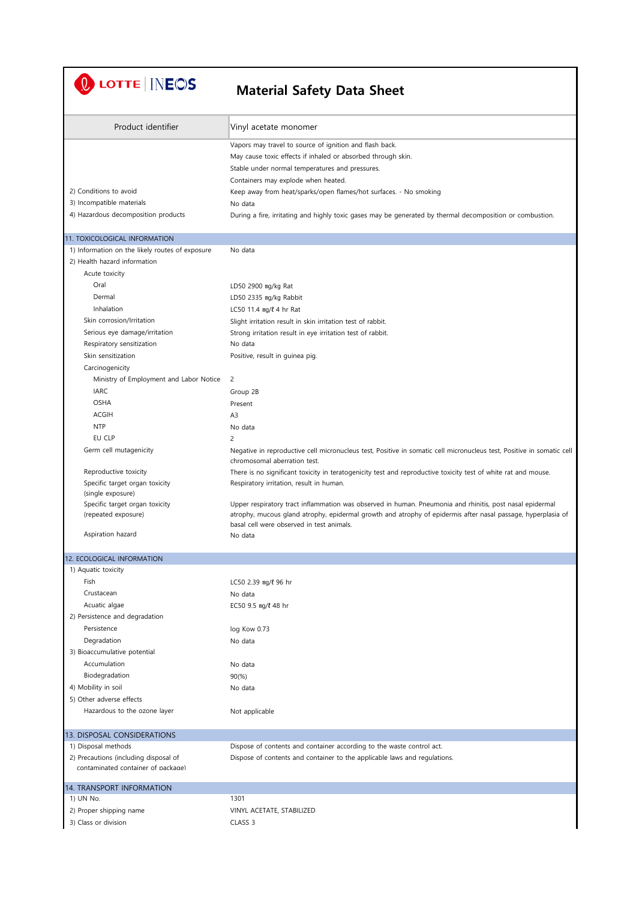# Material Safety Data Sheet

| Product identifier | Vinyl acetate monomer |
|---|---|
| | Vapors may travel to source of ignition and flash back. |
| | May cause toxic effects if inhaled or absorbed through skin. |
| | Stable under normal temperatures and pressures. |
| | Containers may explode when heated. |
| 2) Conditions to avoid | Keep away from heat/sparks/open flames/hot surfaces. - No smoking |
| 3) Incompatible materials | No data |
| 4) Hazardous decomposition products | During a fire, irritating and highly toxic gases may be generated by thermal decomposition or combustion. |

## 11. TOXICOLOGICAL INFORMATION

| | |
|---|---|
| 1) Information on the likely routes of exposure | No data |
| 2) Health hazard information | |
| Acute toxicity | |
| Oral | LD50 2900 ㎎/kg Rat |
| Dermal | LD50 2335 ㎎/kg Rabbit |
| Inhalation | LC50 11.4 ㎎/ℓ 4 hr Rat |
| Skin corrosion/Irritation | Slight irritation result in skin irritation test of rabbit. |
| Serious eye damage/irritation | Strong irritation result in eye irritation test of rabbit. |
| Respiratory sensitization | No data |
| Skin sensitization | Positive, result in guinea pig. |
| Carcinogenicity | |
| Ministry of Employment and Labor Notice | 2 |
| IARC | Group 2B |
| OSHA | Present |
| ACGIH | A3 |
| NTP | No data |
| EU CLP | 2 |
| Germ cell mutagenicity | Negative in reproductive cell micronucleus test, Positive in somatic cell micronucleus test, Positive in somatic cell chromosomal aberration test. |
| Reproductive toxicity | There is no significant toxicity in teratogenicity test and reproductive toxicity test of white rat and mouse. |
| Specific target organ toxicity (single exposure) | Respiratory irritation, result in human. |
| Specific target organ toxicity (repeated exposure) | Upper respiratory tract inflammation was observed in human. Pneumonia and rhinitis, post nasal epidermal atrophy, mucous gland atrophy, epidermal growth and atrophy of epidermis after nasal passage, hyperplasia of basal cell were observed in test animals. |
| Aspiration hazard | No data |

## 12. ECOLOGICAL INFORMATION

| | |
|---|---|
| 1) Aquatic toxicity | |
| Fish | LC50 2.39 ㎎/ℓ 96 hr |
| Crustacean | No data |
| Acuatic algae | EC50 9.5 ㎎/ℓ 48 hr |
| 2) Persistence and degradation | |
| Persistence | log Kow 0.73 |
| Degradation | No data |
| 3) Bioaccumulative potential | |
| Accumulation | No data |
| Biodegradation | 90(%) |
| 4) Mobility in soil | No data |
| 5) Other adverse effects | |
| Hazardous to the ozone layer | Not applicable |

## 13. DISPOSAL CONSIDERATIONS

| | |
|---|---|
| 1) Disposal methods | Dispose of contents and container according to the waste control act. |
| 2) Precautions (including disposal of contaminated container of package) | Dispose of contents and container to the applicable laws and regulations. |

## 14. TRANSPORT INFORMATION

| | |
|---|---|
| 1) UN No. | 1301 |
| 2) Proper shipping name | VINYL ACETATE, STABILIZED |
| 3) Class or division | CLASS 3 |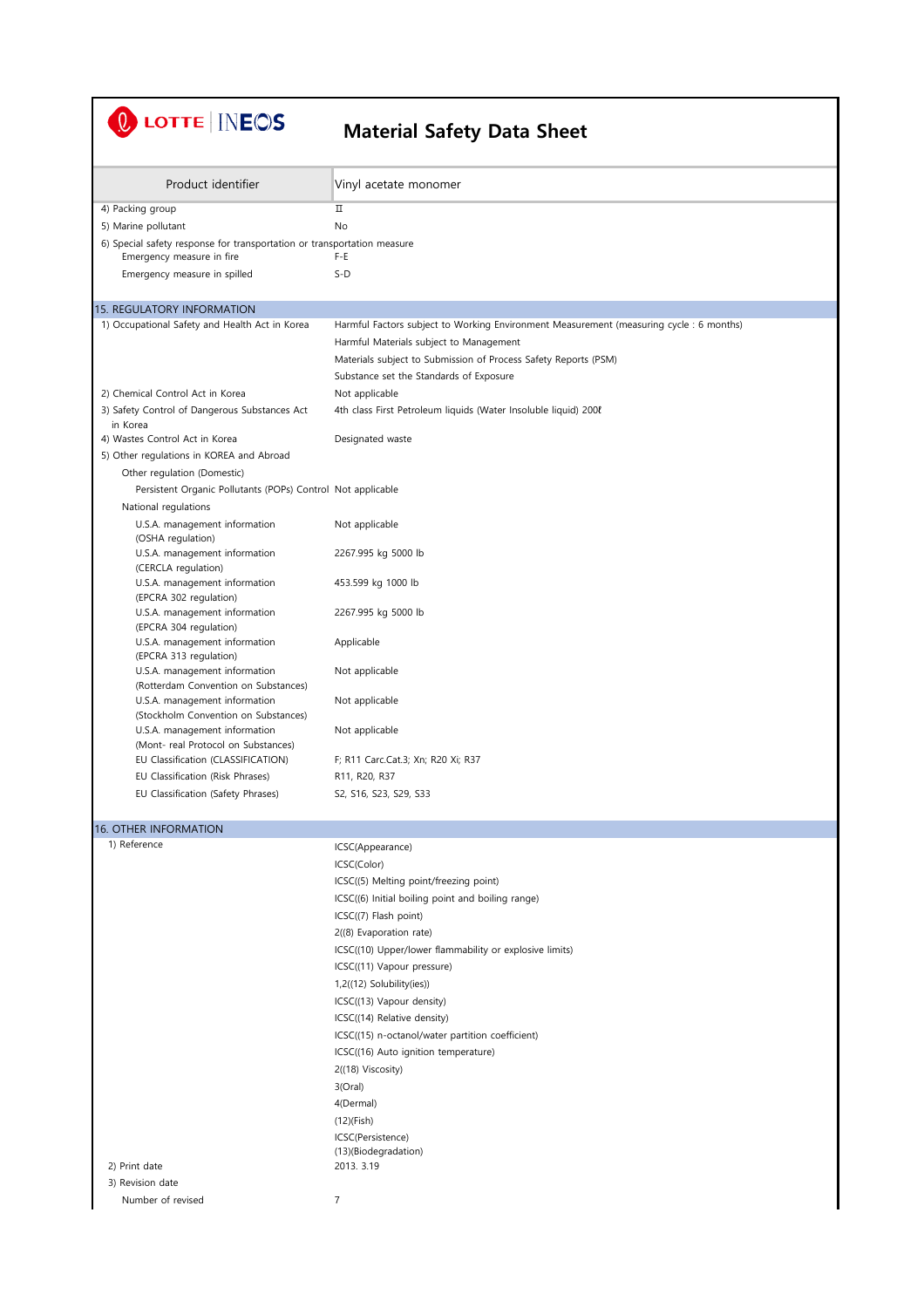# Material Safety Data Sheet

| Product identifier | Vinyl acetate monomer |
|---|---|

| | |
|---|---|
| 4) Packing group | II |
| 5) Marine pollutant | No |
| 6) Special safety response for transportation or transportation measure | |
| Emergency measure in fire | F-E |
| Emergency measure in spilled | S-D |

## 15. REGULATORY INFORMATION

| | |
|---|---|
| 1) Occupational Safety and Health Act in Korea | Harmful Factors subject to Working Environment Measurement (measuring cycle : 6 months) |
| | Harmful Materials subject to Management |
| | Materials subject to Submission of Process Safety Reports (PSM) |
| | Substance set the Standards of Exposure |
| 2) Chemical Control Act in Korea | Not applicable |
| 3) Safety Control of Dangerous Substances Act in Korea | 4th class First Petroleum liquids (Water Insoluble liquid) 200ℓ |
| 4) Wastes Control Act in Korea | Designated waste |
| 5) Other regulations in KOREA and Abroad | |
| Other regulation (Domestic) | |
| Persistent Organic Pollutants (POPs) Control | Not applicable |
| National regulations | |
| U.S.A. management information (OSHA regulation) | Not applicable |
| U.S.A. management information (CERCLA regulation) | 2267.995 kg 5000 lb |
| U.S.A. management information (EPCRA 302 regulation) | 453.599 kg 1000 lb |
| U.S.A. management information (EPCRA 304 regulation) | 2267.995 kg 5000 lb |
| U.S.A. management information (EPCRA 313 regulation) | Applicable |
| U.S.A. management information (Rotterdam Convention on Substances) | Not applicable |
| U.S.A. management information (Stockholm Convention on Substances) | Not applicable |
| U.S.A. management information (Mont- real Protocol on Substances) | Not applicable |
| EU Classification (CLASSIFICATION) | F; R11 Carc.Cat.3; Xn; R20 Xi; R37 |
| EU Classification (Risk Phrases) | R11, R20, R37 |
| EU Classification (Safety Phrases) | S2, S16, S23, S29, S33 |

## 16. OTHER INFORMATION

| | |
|---|---|
| 1) Reference | ICSC(Appearance) |
| | ICSC(Color) |
| | ICSC((5) Melting point/freezing point) |
| | ICSC((6) Initial boiling point and boiling range) |
| | ICSC((7) Flash point) |
| | 2((8) Evaporation rate) |
| | ICSC((10) Upper/lower flammability or explosive limits) |
| | ICSC((11) Vapour pressure) |
| | 1,2((12) Solubility(ies)) |
| | ICSC((13) Vapour density) |
| | ICSC((14) Relative density) |
| | ICSC((15) n-octanol/water partition coefficient) |
| | ICSC((16) Auto ignition temperature) |
| | 2((18) Viscosity) |
| | 3(Oral) |
| | 4(Dermal) |
| | (12)(Fish) |
| | ICSC(Persistence) |
| | (13)(Biodegradation) |
| 2) Print date | 2013. 3.19 |
| 3) Revision date | |
| Number of revised | 7 |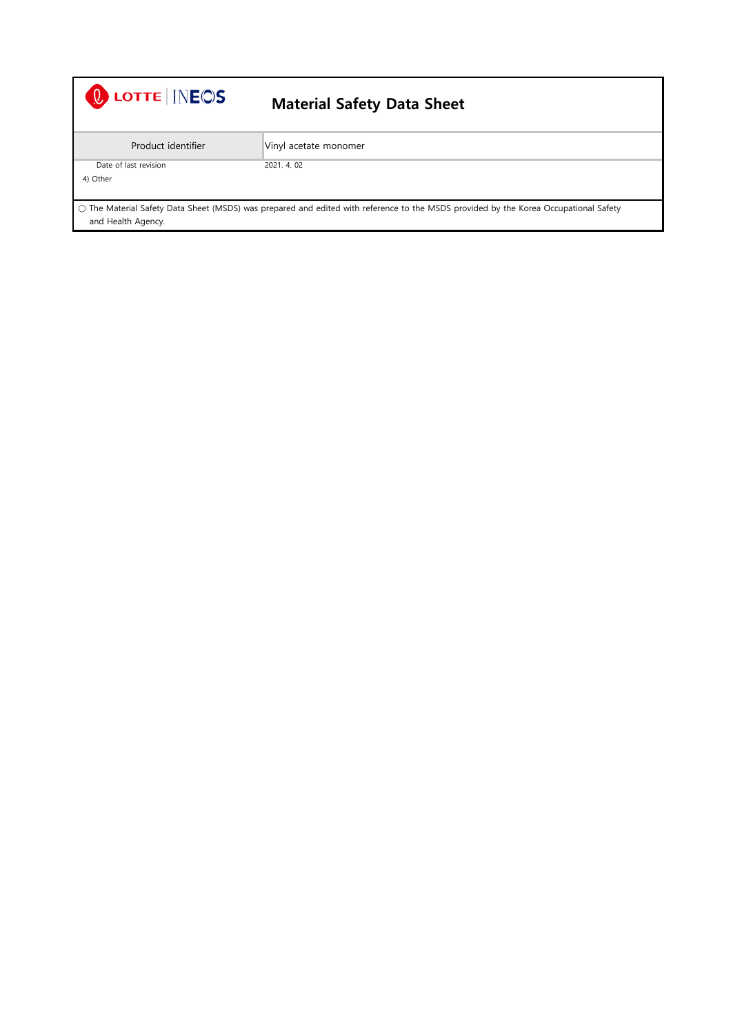LOTTE | INEOS

# Material Safety Data Sheet

| Product identifier | Vinyl acetate monomer |
|---|---|

Date of last revision 2021. 4. 02

4) Other

○ The Material Safety Data Sheet (MSDS) was prepared and edited with reference to the MSDS provided by the Korea Occupational Safety and Health Agency.